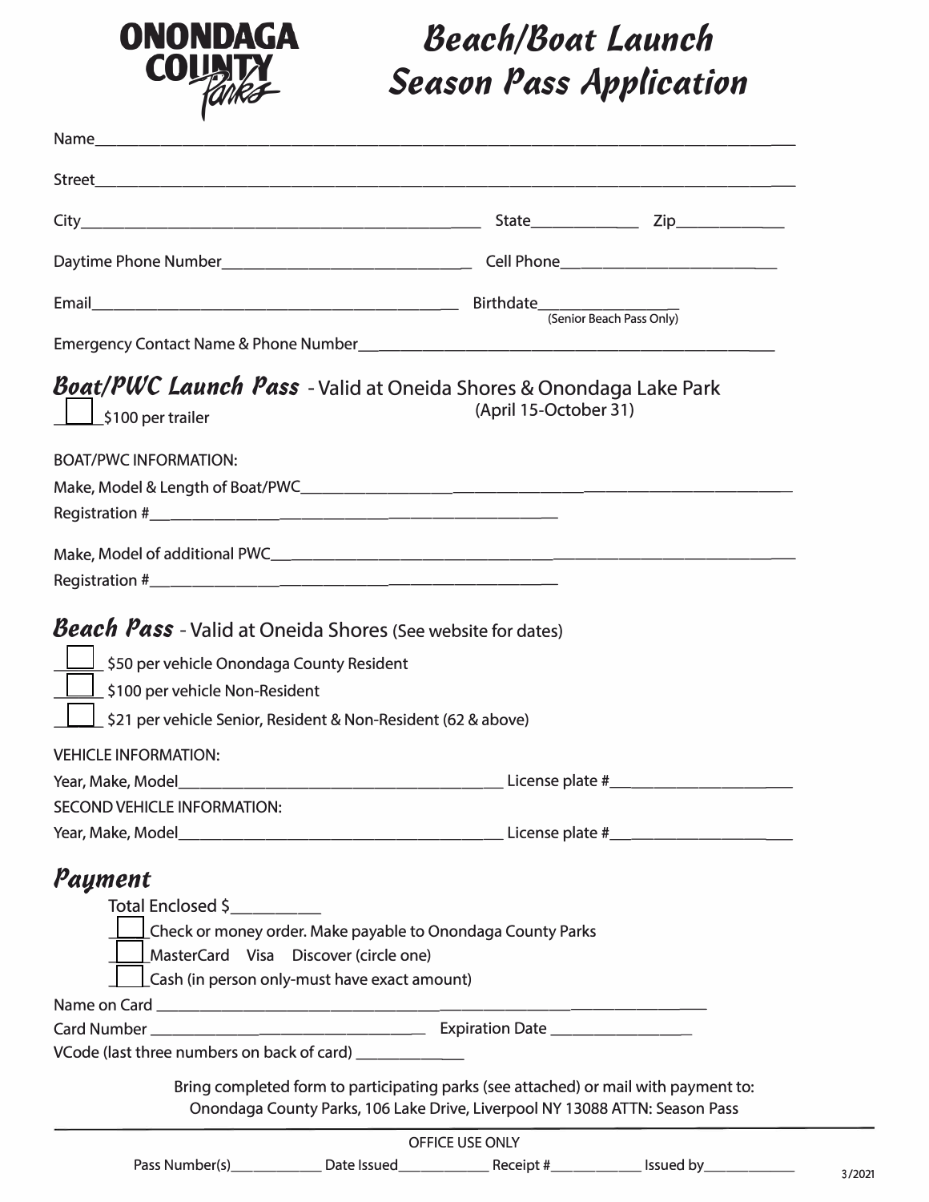# ONONDAGA COUNTY Parks

# Beach/Boat Launch Season Pass Application

Name______________________________________________________________________________

Street_____________________________________________________________________________

City_____________________________________________ State____________ Zip____________

Daytime Phone Number_____________________________ Cell Phone_________________________

Email___________________________________________ Birthdate_________________
(Senior Beach Pass Only)

Emergency Contact Name & Phone Number_______________________________________________

## Boat/PWC Launch Pass - Valid at Oneida Shores & Onondaga Lake Park (April 15-October 31)

☐ $100 per trailer

BOAT/PWC INFORMATION:

Make, Model & Length of Boat/PWC_________________________________________________________

Registration #______________________________________________

Make, Model of additional PWC_____________________________________________________________

Registration #______________________________________________

## Beach Pass - Valid at Oneida Shores (See website for dates)

☐ $50 per vehicle Onondaga County Resident

☐ $100 per vehicle Non-Resident

☐ $21 per vehicle Senior, Resident & Non-Resident (62 & above)

VEHICLE INFORMATION:

Year, Make, Model_________________________________________ License plate #_____________________

SECOND VEHICLE INFORMATION:

Year, Make, Model_________________________________________ License plate #_____________________

## Payment

Total Enclosed $__________

☐ Check or money order. Make payable to Onondaga County Parks

☐ MasterCard Visa Discover (circle one)

☐ Cash (in person only-must have exact amount)

Name on Card ______________________________________________________________

Card Number ____________________________________ Expiration Date _________________

VCode (last three numbers on back of card) _____________

Bring completed form to participating parks (see attached) or mail with payment to:
Onondaga County Parks, 106 Lake Drive, Liverpool NY 13088 ATTN: Season Pass

---

OFFICE USE ONLY

Pass Number(s)____________ Date Issued____________ Receipt #____________ Issued by____________

3/2021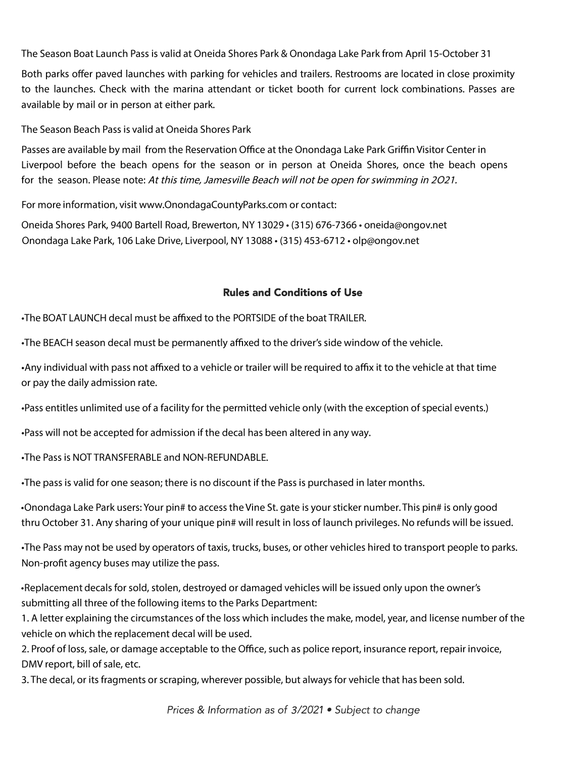The Season Boat Launch Pass is valid at Oneida Shores Park & Onondaga Lake Park from April 15-October 31

Both parks offer paved launches with parking for vehicles and trailers. Restrooms are located in close proximity to the launches. Check with the marina attendant or ticket booth for current lock combinations. Passes are available by mail or in person at either park.

The Season Beach Pass is valid at Oneida Shores Park

Passes are available by mail from the Reservation Office at the Onondaga Lake Park Griffin Visitor Center in Liverpool before the beach opens for the season or in person at Oneida Shores, once the beach opens for the season. Please note: *At this time, Jamesville Beach will not be open for swimming in 2021.*

For more information, visit www.OnondagaCountyParks.com or contact:

Oneida Shores Park, 9400 Bartell Road, Brewerton, NY 13029 • (315) 676-7366 • oneida@ongov.net
Onondaga Lake Park, 106 Lake Drive, Liverpool, NY 13088 • (315) 453-6712 • olp@ongov.net

## Rules and Conditions of Use

- The BOAT LAUNCH decal must be affixed to the PORTSIDE of the boat TRAILER.
- The BEACH season decal must be permanently affixed to the driver's side window of the vehicle.
- Any individual with pass not affixed to a vehicle or trailer will be required to affix it to the vehicle at that time or pay the daily admission rate.
- Pass entitles unlimited use of a facility for the permitted vehicle only (with the exception of special events.)
- Pass will not be accepted for admission if the decal has been altered in any way.
- The Pass is NOT TRANSFERABLE and NON-REFUNDABLE.
- The pass is valid for one season; there is no discount if the Pass is purchased in later months.
- Onondaga Lake Park users: Your pin# to access the Vine St. gate is your sticker number. This pin# is only good thru October 31. Any sharing of your unique pin# will result in loss of launch privileges. No refunds will be issued.
- The Pass may not be used by operators of taxis, trucks, buses, or other vehicles hired to transport people to parks. Non-profit agency buses may utilize the pass.
- Replacement decals for sold, stolen, destroyed or damaged vehicles will be issued only upon the owner's submitting all three of the following items to the Parks Department:

1. A letter explaining the circumstances of the loss which includes the make, model, year, and license number of the vehicle on which the replacement decal will be used.
2. Proof of loss, sale, or damage acceptable to the Office, such as police report, insurance report, repair invoice, DMV report, bill of sale, etc.
3. The decal, or its fragments or scraping, wherever possible, but always for vehicle that has been sold.

*Prices & Information as of 3/2021 • Subject to change*